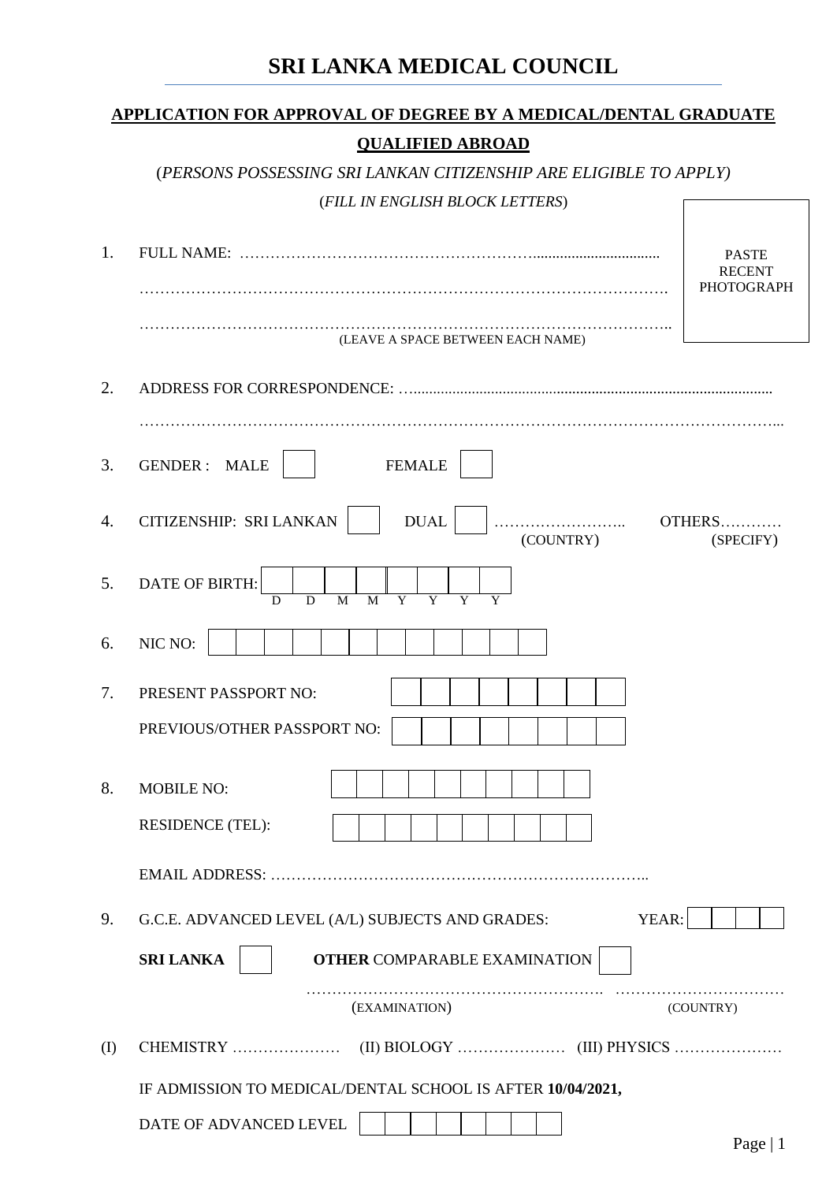# SRI LANKA MEDICAL COUNCIL

## APPLICATION FOR APPROVAL OF DEGREE BY A MEDICAL/DENTAL GRADUATE QUALIFIED ABROAD

(*PERSONS POSSESSING SRI LANKAN CITIZENSHIP ARE ELIGIBLE TO APPLY)*

(*FILL IN ENGLISH BLOCK LETTERS*)

PASTE RECENT PHOTOGRAPH

1. FULL NAME: …………………………………………………………………………

   ……………………………………………………………………………………………

   ……………………………………………………………………………………………
   (LEAVE A SPACE BETWEEN EACH NAME)

2. ADDRESS FOR CORRESPONDENCE: ……………………………………………………………

   ……………………………………………………………………………………………………

3. GENDER : MALE ☐ FEMALE ☐

4. CITIZENSHIP: SRI LANKAN ☐ DUAL ☐ …………………….. (COUNTRY) OTHERS………… (SPECIFY)

5. DATE OF BIRTH: | D | D | M | M | Y | Y | Y | Y |

6. NIC NO: | | | | | | | | | | | | |

7. PRESENT PASSPORT NO: | | | | | | | | |

   PREVIOUS/OTHER PASSPORT NO: | | | | | | | | |

8. MOBILE NO: | | | | | | | | | | |

   RESIDENCE (TEL): | | | | | | | | | | |

   EMAIL ADDRESS: ………………………………………………………………..

9. G.C.E. ADVANCED LEVEL (A/L) SUBJECTS AND GRADES: YEAR: | | | | |

   **SRI LANKA** ☐ **OTHER** COMPARABLE EXAMINATION ☐

   …………………………………………………. (EXAMINATION) …………………………… (COUNTRY)

(I) CHEMISTRY ………………… (II) BIOLOGY ………………… (III) PHYSICS …………………

IF ADMISSION TO MEDICAL/DENTAL SCHOOL IS AFTER **10/04/2021,**

DATE OF ADVANCED LEVEL | | | | | | | | |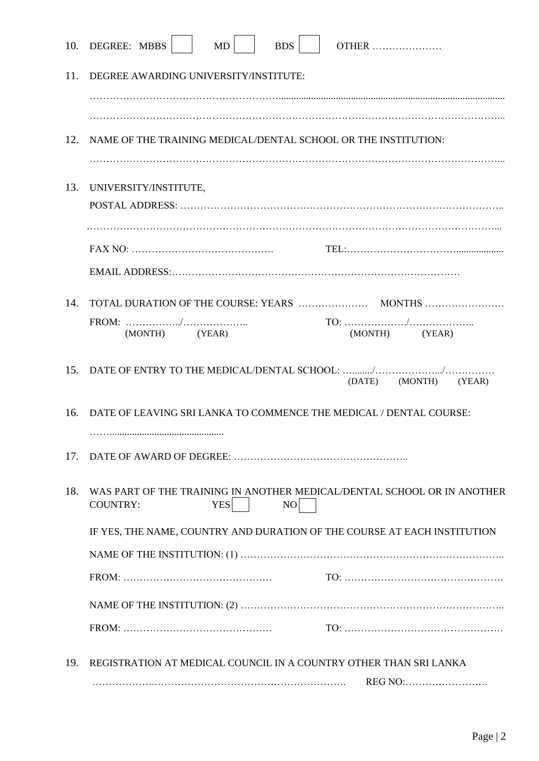10. DEGREE: MBBS ☐ MD ☐ BDS ☐ OTHER …………………

11. DEGREE AWARDING UNIVERSITY/INSTITUTE:

    ……………………………………………………………………………………………………………

    ……………………………………………………………………………………………………………

12. NAME OF THE TRAINING MEDICAL/DENTAL SCHOOL OR THE INSTITUTION:

    ……………………………………………………………………………………………………………

13. UNIVERSITY/INSTITUTE,

    POSTAL ADDRESS: ……………………………………………………………………………………

    ……………………………………………………………………………………………………………

    FAX NO: ……………………………………. TEL:……………………………………

    EMAIL ADDRESS:…………………………………………………………………………………

14. TOTAL DURATION OF THE COURSE: YEARS ………………… MONTHS ……………………

    FROM: ……………../……………….. (MONTH) (YEAR) TO: ………………./……………….. (MONTH) (YEAR)

15. DATE OF ENTRY TO THE MEDICAL/DENTAL SCHOOL: …......./………………../…………… (DATE) (MONTH) (YEAR)

16. DATE OF LEAVING SRI LANKA TO COMMENCE THE MEDICAL / DENTAL COURSE:

    ……............................................

17. DATE OF AWARD OF DEGREE: ……………………………………………..

18. WAS PART OF THE TRAINING IN ANOTHER MEDICAL/DENTAL SCHOOL OR IN ANOTHER COUNTRY: YES ☐ NO ☐

    IF YES, THE NAME, COUNTRY AND DURATION OF THE COURSE AT EACH INSTITUTION

    NAME OF THE INSTITUTION: (1) ……………………………………………………………………

    FROM: ……………………………………… TO: ………………………………………

    NAME OF THE INSTITUTION: (2) ……………………………………………………………………

    FROM: ……………………………………… TO: ………………………………………

19. REGISTRATION AT MEDICAL COUNCIL IN A COUNTRY OTHER THAN SRI LANKA

    ………………………………………………………………. REG NO:…………………….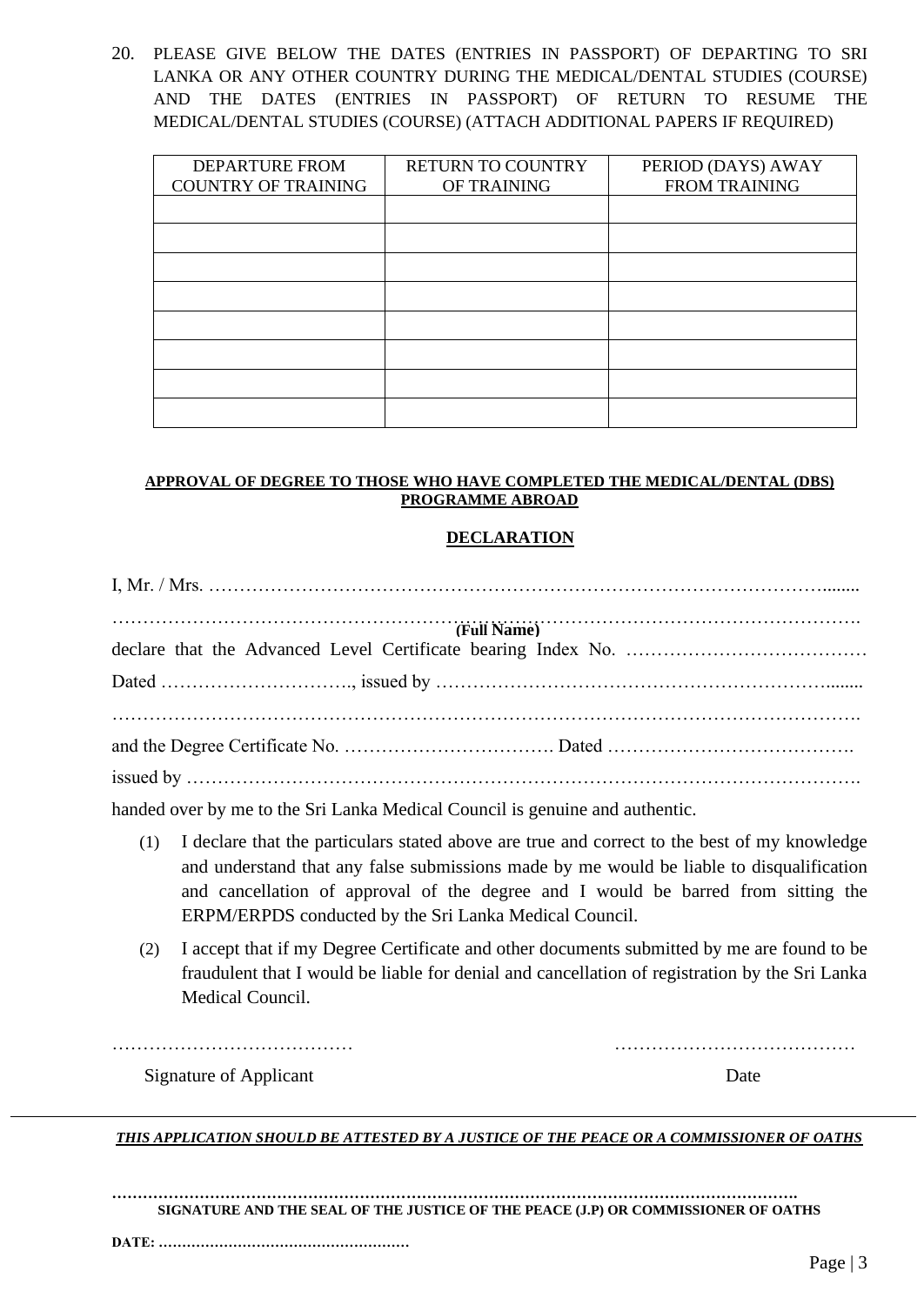20. PLEASE GIVE BELOW THE DATES (ENTRIES IN PASSPORT) OF DEPARTING TO SRI LANKA OR ANY OTHER COUNTRY DURING THE MEDICAL/DENTAL STUDIES (COURSE) AND THE DATES (ENTRIES IN PASSPORT) OF RETURN TO RESUME THE MEDICAL/DENTAL STUDIES (COURSE) (ATTACH ADDITIONAL PAPERS IF REQUIRED)

| DEPARTURE FROM COUNTRY OF TRAINING | RETURN TO COUNTRY OF TRAINING | PERIOD (DAYS) AWAY FROM TRAINING |
|---|---|---|
| | | |
| | | |
| | | |
| | | |
| | | |
| | | |
| | | |
| | | |

**APPROVAL OF DEGREE TO THOSE WHO HAVE COMPLETED THE MEDICAL/DENTAL (DBS) PROGRAMME ABROAD**

**DECLARATION**

I, Mr. / Mrs. ……………………………………………………………………………………………........

……………………………………………………………………………………………………………….
**(Full Name)**

declare that the Advanced Level Certificate bearing Index No. …………………………………

Dated …………………………., issued by ……………………………………………………….........

……………………………………………………………………………………………………………….

and the Degree Certificate No. ……………………………. Dated ………………………………….

issued by …………………………………………………………………………………………….

handed over by me to the Sri Lanka Medical Council is genuine and authentic.

(1) I declare that the particulars stated above are true and correct to the best of my knowledge and understand that any false submissions made by me would be liable to disqualification and cancellation of approval of the degree and I would be barred from sitting the ERPM/ERPDS conducted by the Sri Lanka Medical Council.

(2) I accept that if my Degree Certificate and other documents submitted by me are found to be fraudulent that I would be liable for denial and cancellation of registration by the Sri Lanka Medical Council.

…………………………………                                        …………………………………

Signature of Applicant                                        Date

***THIS APPLICATION SHOULD BE ATTESTED BY A JUSTICE OF THE PEACE OR A COMMISSIONER OF OATHS***

**………………………………………………………………………………………………………….**

**SIGNATURE AND THE SEAL OF THE JUSTICE OF THE PEACE (J.P) OR COMMISSIONER OF OATHS**

**DATE: ………………………………………………**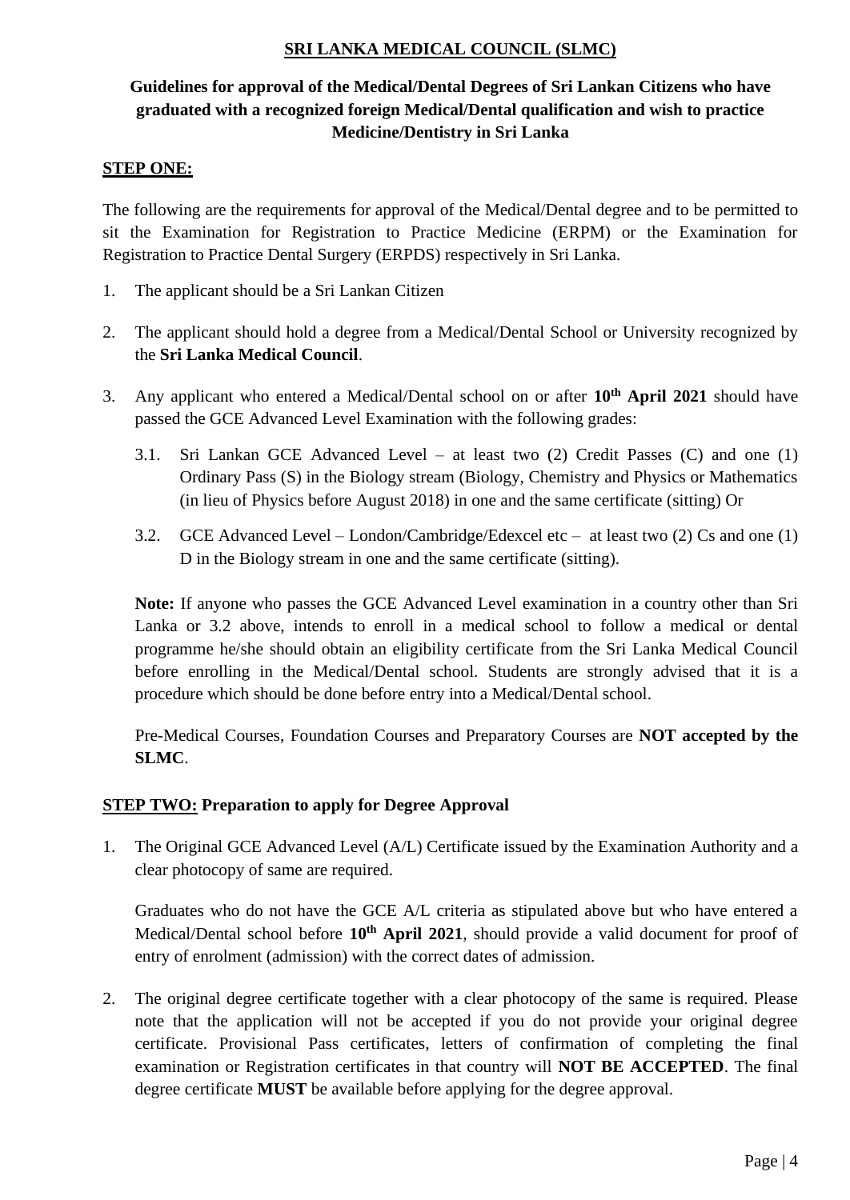**SRI LANKA MEDICAL COUNCIL (SLMC)**

**Guidelines for approval of the Medical/Dental Degrees of Sri Lankan Citizens who have graduated with a recognized foreign Medical/Dental qualification and wish to practice Medicine/Dentistry in Sri Lanka**

**STEP ONE:**

The following are the requirements for approval of the Medical/Dental degree and to be permitted to sit the Examination for Registration to Practice Medicine (ERPM) or the Examination for Registration to Practice Dental Surgery (ERPDS) respectively in Sri Lanka.

1. The applicant should be a Sri Lankan Citizen
2. The applicant should hold a degree from a Medical/Dental School or University recognized by the **Sri Lanka Medical Council**.
3. Any applicant who entered a Medical/Dental school on or after **10th April 2021** should have passed the GCE Advanced Level Examination with the following grades:

   3.1. Sri Lankan GCE Advanced Level – at least two (2) Credit Passes (C) and one (1) Ordinary Pass (S) in the Biology stream (Biology, Chemistry and Physics or Mathematics (in lieu of Physics before August 2018) in one and the same certificate (sitting) Or

   3.2. GCE Advanced Level – London/Cambridge/Edexcel etc – at least two (2) Cs and one (1) D in the Biology stream in one and the same certificate (sitting).

   **Note:** If anyone who passes the GCE Advanced Level examination in a country other than Sri Lanka or 3.2 above, intends to enroll in a medical school to follow a medical or dental programme he/she should obtain an eligibility certificate from the Sri Lanka Medical Council before enrolling in the Medical/Dental school. Students are strongly advised that it is a procedure which should be done before entry into a Medical/Dental school.

   Pre-Medical Courses, Foundation Courses and Preparatory Courses are **NOT accepted by the SLMC**.

**STEP TWO: Preparation to apply for Degree Approval**

1. The Original GCE Advanced Level (A/L) Certificate issued by the Examination Authority and a clear photocopy of same are required.

   Graduates who do not have the GCE A/L criteria as stipulated above but who have entered a Medical/Dental school before **10th April 2021**, should provide a valid document for proof of entry of enrolment (admission) with the correct dates of admission.

2. The original degree certificate together with a clear photocopy of the same is required. Please note that the application will not be accepted if you do not provide your original degree certificate. Provisional Pass certificates, letters of confirmation of completing the final examination or Registration certificates in that country will **NOT BE ACCEPTED**. The final degree certificate **MUST** be available before applying for the degree approval.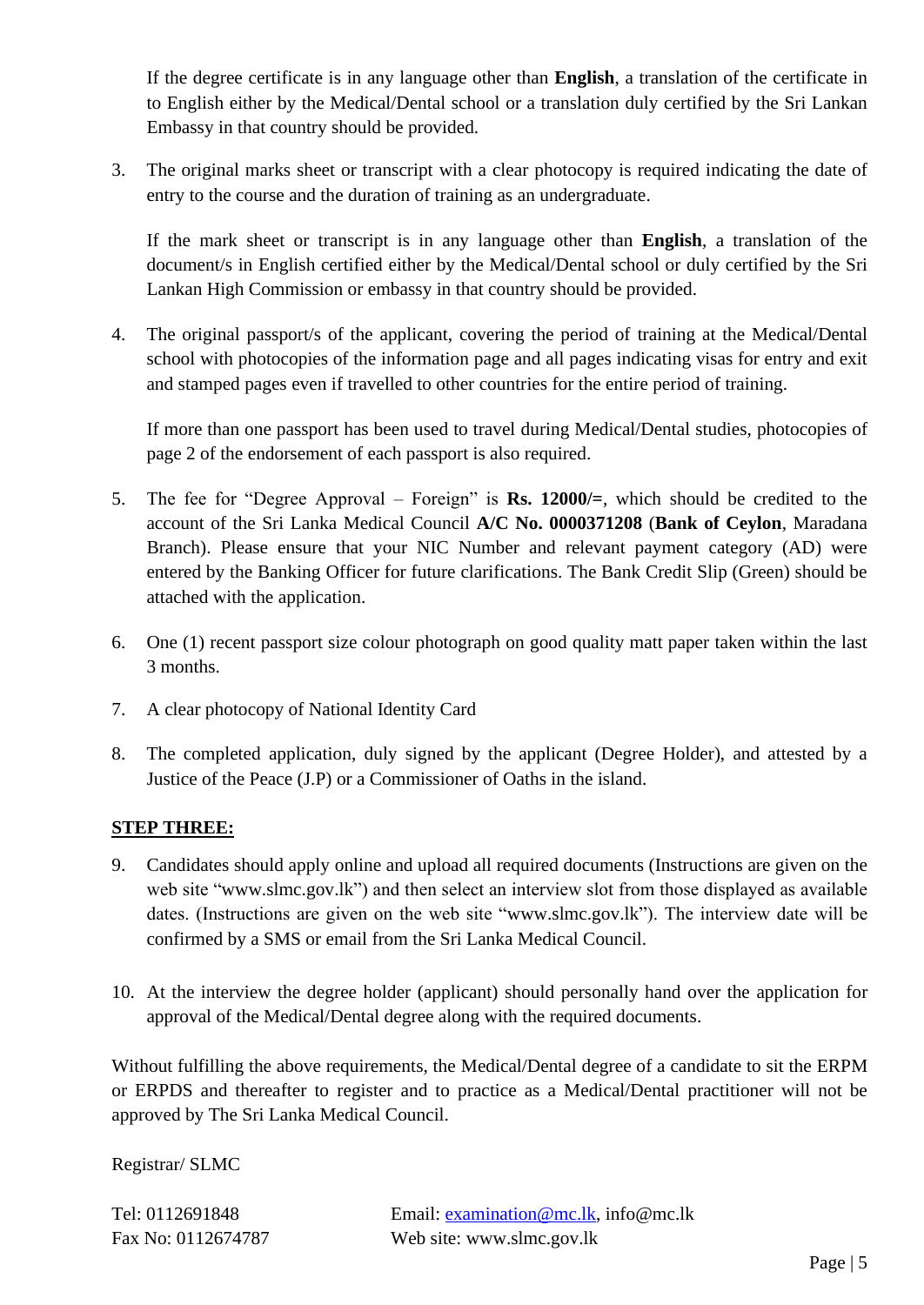If the degree certificate is in any language other than **English**, a translation of the certificate in to English either by the Medical/Dental school or a translation duly certified by the Sri Lankan Embassy in that country should be provided.

3. The original marks sheet or transcript with a clear photocopy is required indicating the date of entry to the course and the duration of training as an undergraduate.

   If the mark sheet or transcript is in any language other than **English**, a translation of the document/s in English certified either by the Medical/Dental school or duly certified by the Sri Lankan High Commission or embassy in that country should be provided.

4. The original passport/s of the applicant, covering the period of training at the Medical/Dental school with photocopies of the information page and all pages indicating visas for entry and exit and stamped pages even if travelled to other countries for the entire period of training.

   If more than one passport has been used to travel during Medical/Dental studies, photocopies of page 2 of the endorsement of each passport is also required.

5. The fee for "Degree Approval – Foreign" is **Rs. 12000/=**, which should be credited to the account of the Sri Lanka Medical Council **A/C No. 0000371208** (**Bank of Ceylon**, Maradana Branch). Please ensure that your NIC Number and relevant payment category (AD) were entered by the Banking Officer for future clarifications. The Bank Credit Slip (Green) should be attached with the application.

6. One (1) recent passport size colour photograph on good quality matt paper taken within the last 3 months.

7. A clear photocopy of National Identity Card

8. The completed application, duly signed by the applicant (Degree Holder), and attested by a Justice of the Peace (J.P) or a Commissioner of Oaths in the island.

**STEP THREE:**

9. Candidates should apply online and upload all required documents (Instructions are given on the web site "www.slmc.gov.lk") and then select an interview slot from those displayed as available dates. (Instructions are given on the web site "www.slmc.gov.lk"). The interview date will be confirmed by a SMS or email from the Sri Lanka Medical Council.

10. At the interview the degree holder (applicant) should personally hand over the application for approval of the Medical/Dental degree along with the required documents.

Without fulfilling the above requirements, the Medical/Dental degree of a candidate to sit the ERPM or ERPDS and thereafter to register and to practice as a Medical/Dental practitioner will not be approved by The Sri Lanka Medical Council.

Registrar/ SLMC

Tel: 0112691848
Fax No: 0112674787

Email: examination@mc.lk, info@mc.lk
Web site: www.slmc.gov.lk